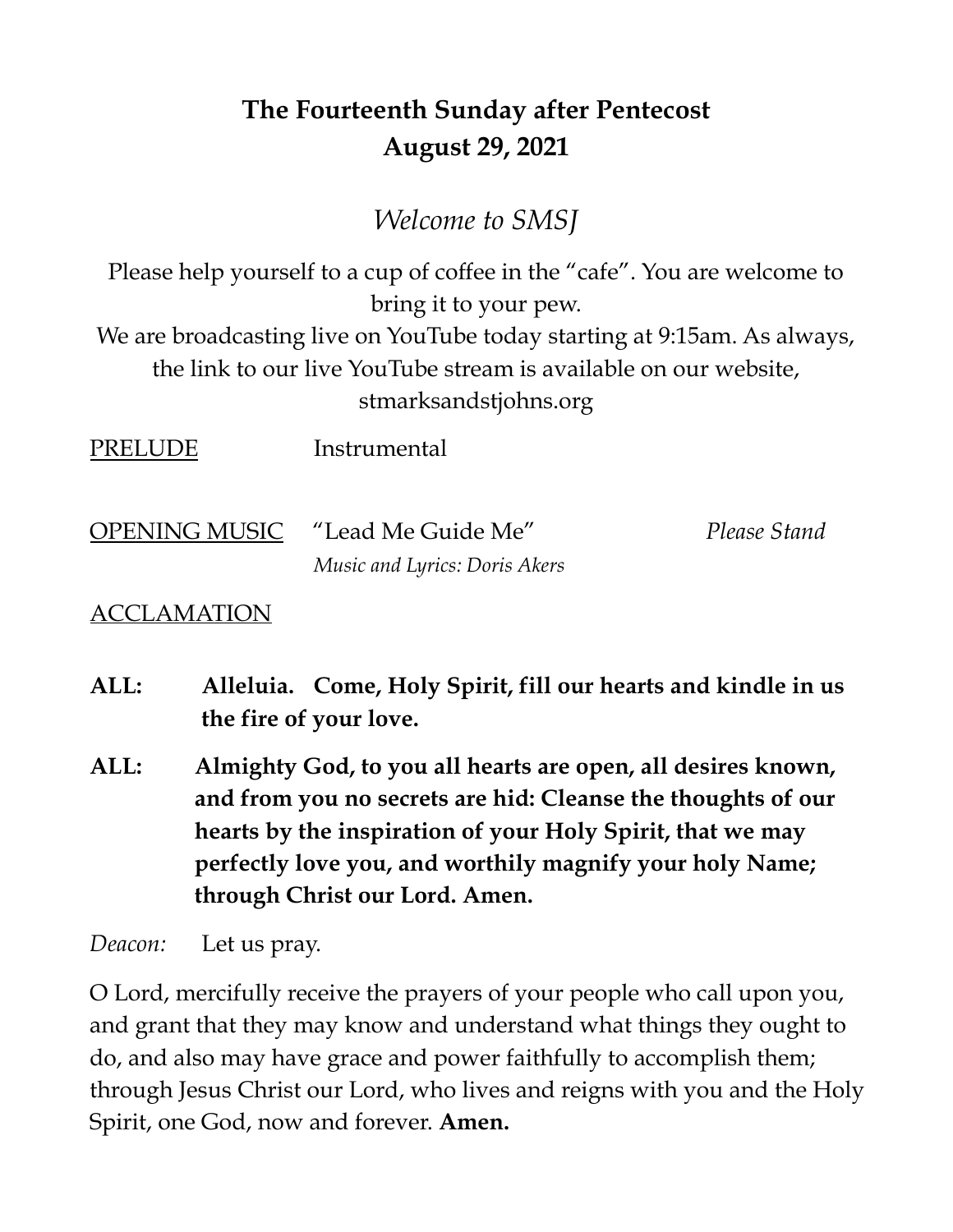# The Fourteenth Sunday after Pentecost
# August 29, 2021

*Welcome to SMSJ*

Please help yourself to a cup of coffee in the "cafe". You are welcome to bring it to your pew.
We are broadcasting live on YouTube today starting at 9:15am. As always, the link to our live YouTube stream is available on our website, stmarksandstjohns.org

PRELUDE Instrumental

OPENING MUSIC "Lead Me Guide Me" *Please Stand*
*Music and Lyrics: Doris Akers*

ACCLAMATION

**ALL: Alleluia. Come, Holy Spirit, fill our hearts and kindle in us the fire of your love.**

**ALL: Almighty God, to you all hearts are open, all desires known, and from you no secrets are hid: Cleanse the thoughts of our hearts by the inspiration of your Holy Spirit, that we may perfectly love you, and worthily magnify your holy Name; through Christ our Lord. Amen.**

*Deacon:* Let us pray.

O Lord, mercifully receive the prayers of your people who call upon you, and grant that they may know and understand what things they ought to do, and also may have grace and power faithfully to accomplish them; through Jesus Christ our Lord, who lives and reigns with you and the Holy Spirit, one God, now and forever. **Amen.**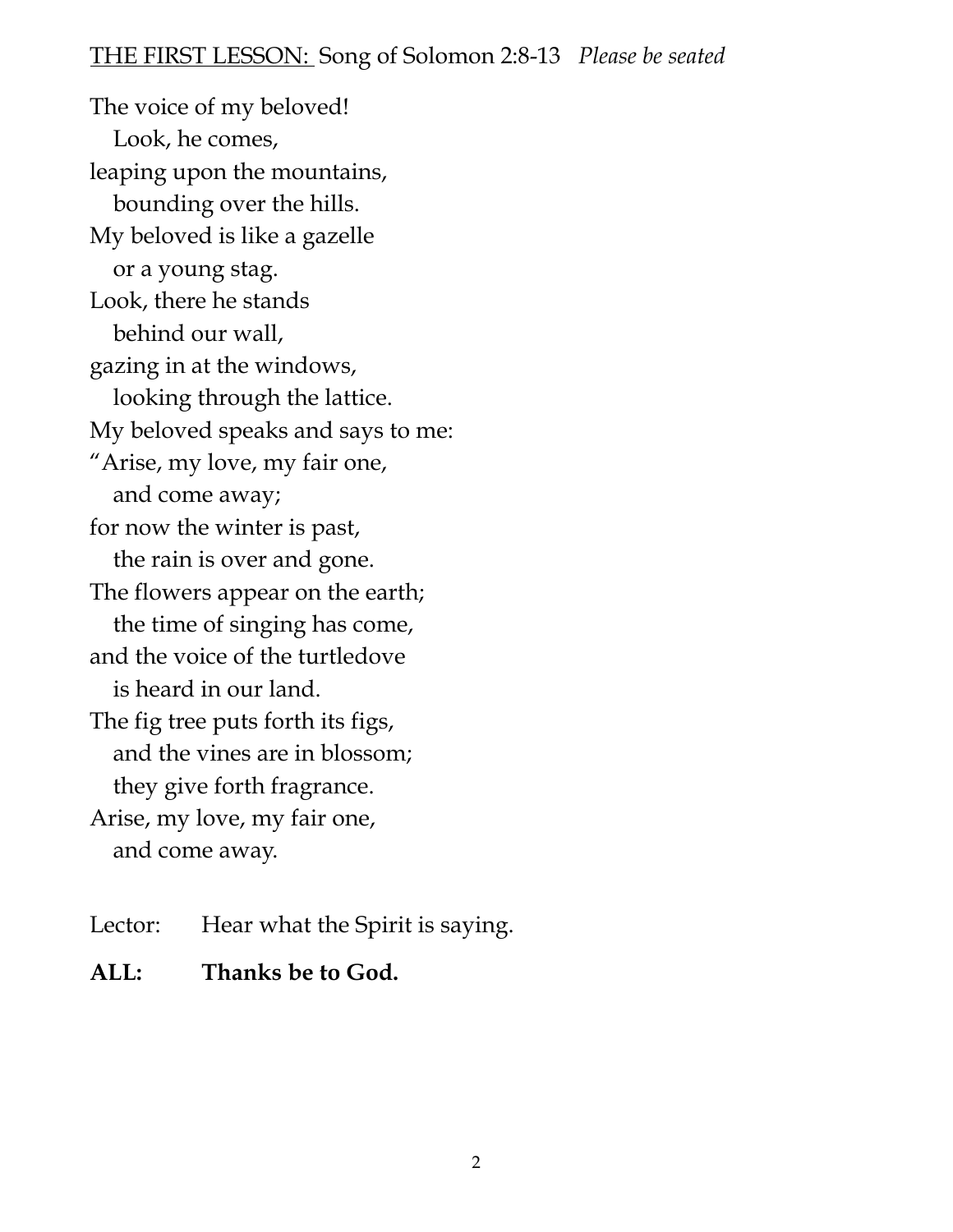THE FIRST LESSON: Song of Solomon 2:8-13 *Please be seated*

The voice of my beloved!
   Look, he comes,
leaping upon the mountains,
   bounding over the hills.
My beloved is like a gazelle
   or a young stag.
Look, there he stands
   behind our wall,
gazing in at the windows,
   looking through the lattice.
My beloved speaks and says to me:
"Arise, my love, my fair one,
   and come away;
for now the winter is past,
   the rain is over and gone.
The flowers appear on the earth;
   the time of singing has come,
and the voice of the turtledove
   is heard in our land.
The fig tree puts forth its figs,
   and the vines are in blossom;
   they give forth fragrance.
Arise, my love, my fair one,
   and come away.

Lector: Hear what the Spirit is saying.

**ALL: Thanks be to God.**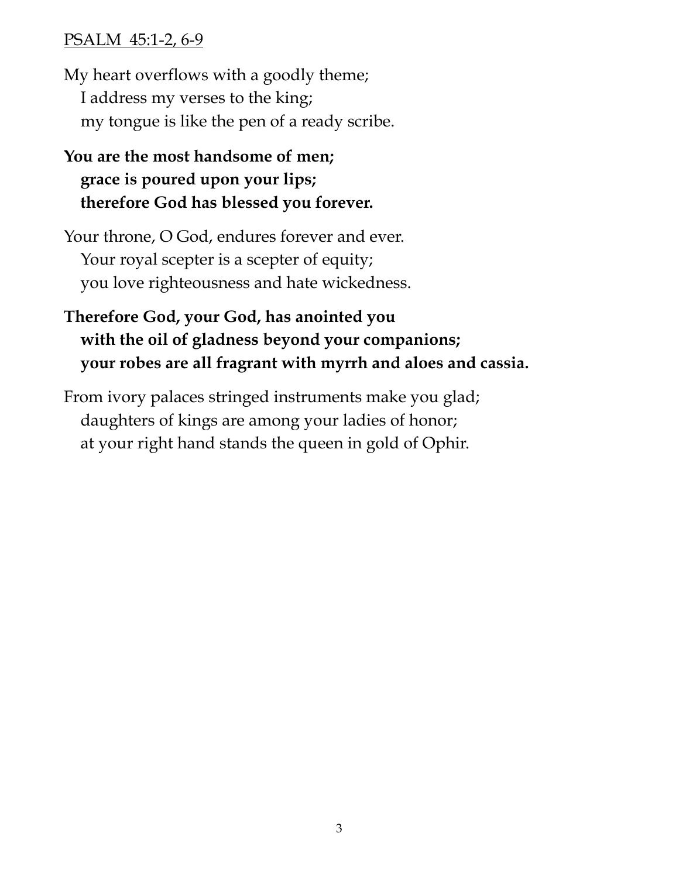<u>PSALM 45:1-2, 6-9</u>

My heart overflows with a goodly theme;
I address my verses to the king;
my tongue is like the pen of a ready scribe.

**You are the most handsome of men;**
**grace is poured upon your lips;**
**therefore God has blessed you forever.**

Your throne, O God, endures forever and ever.
Your royal scepter is a scepter of equity;
you love righteousness and hate wickedness.

**Therefore God, your God, has anointed you**
**with the oil of gladness beyond your companions;**
**your robes are all fragrant with myrrh and aloes and cassia.**

From ivory palaces stringed instruments make you glad;
daughters of kings are among your ladies of honor;
at your right hand stands the queen in gold of Ophir.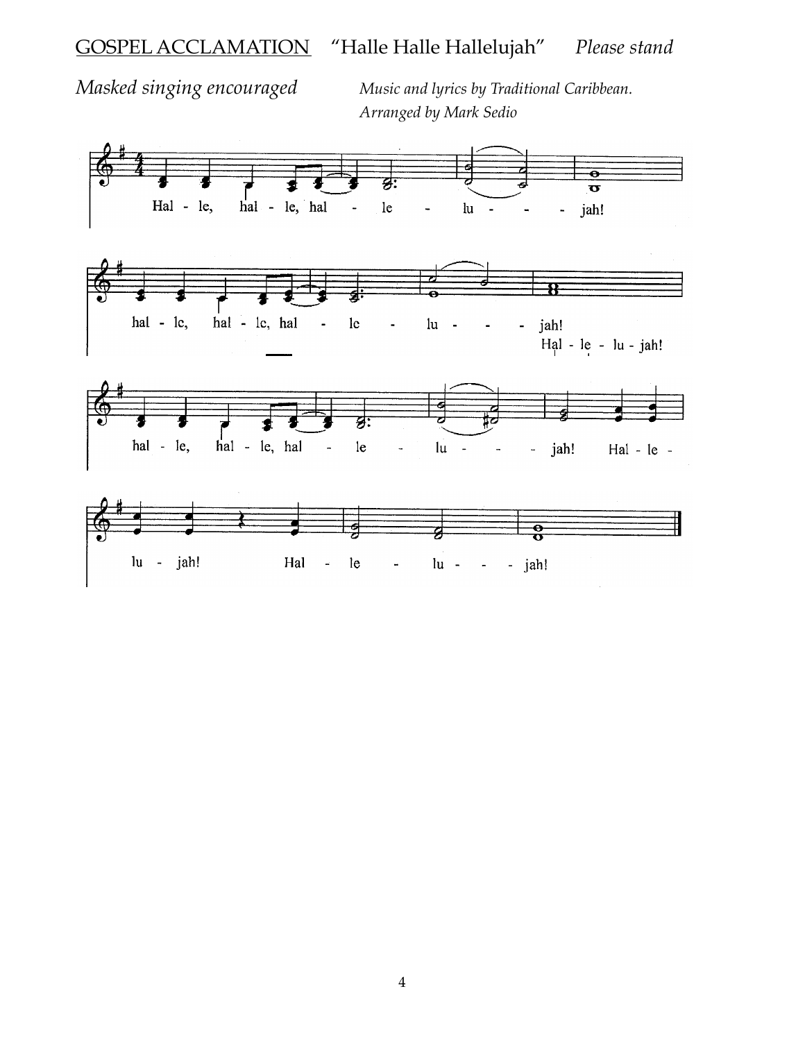GOSPEL ACCLAMATION "Halle Halle Hallelujah" *Please stand*

*Masked singing encouraged*

*Music and lyrics by Traditional Caribbean.*
*Arranged by Mark Sedio*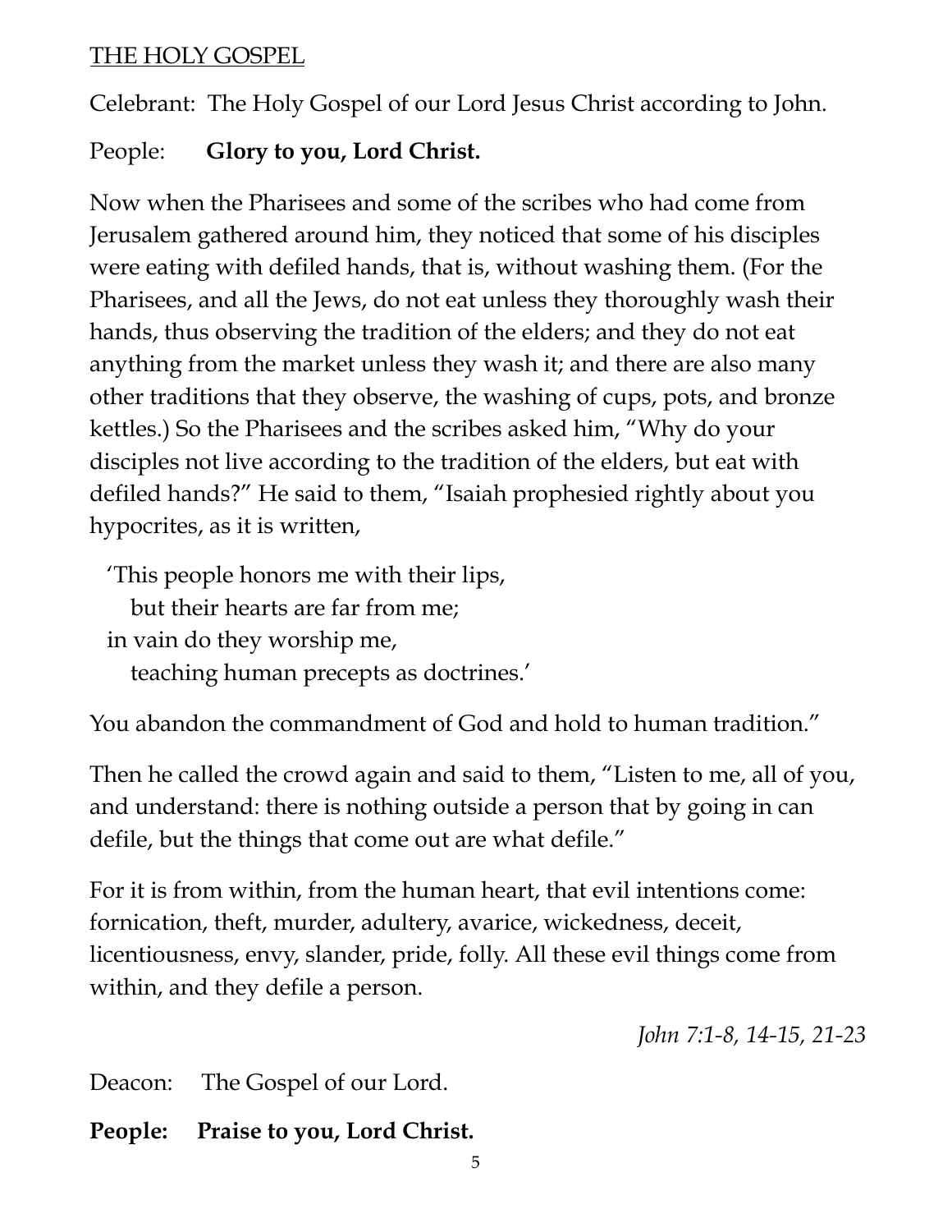THE HOLY GOSPEL

Celebrant: The Holy Gospel of our Lord Jesus Christ according to John.

People: **Glory to you, Lord Christ.**

Now when the Pharisees and some of the scribes who had come from Jerusalem gathered around him, they noticed that some of his disciples were eating with defiled hands, that is, without washing them. (For the Pharisees, and all the Jews, do not eat unless they thoroughly wash their hands, thus observing the tradition of the elders; and they do not eat anything from the market unless they wash it; and there are also many other traditions that they observe, the washing of cups, pots, and bronze kettles.) So the Pharisees and the scribes asked him, "Why do your disciples not live according to the tradition of the elders, but eat with defiled hands?" He said to them, "Isaiah prophesied rightly about you hypocrites, as it is written,

'This people honors me with their lips,
  but their hearts are far from me;
in vain do they worship me,
  teaching human precepts as doctrines.'

You abandon the commandment of God and hold to human tradition."

Then he called the crowd again and said to them, "Listen to me, all of you, and understand: there is nothing outside a person that by going in can defile, but the things that come out are what defile."

For it is from within, from the human heart, that evil intentions come: fornication, theft, murder, adultery, avarice, wickedness, deceit, licentiousness, envy, slander, pride, folly. All these evil things come from within, and they defile a person.

*John 7:1-8, 14-15, 21-23*

Deacon: The Gospel of our Lord.

**People: Praise to you, Lord Christ.**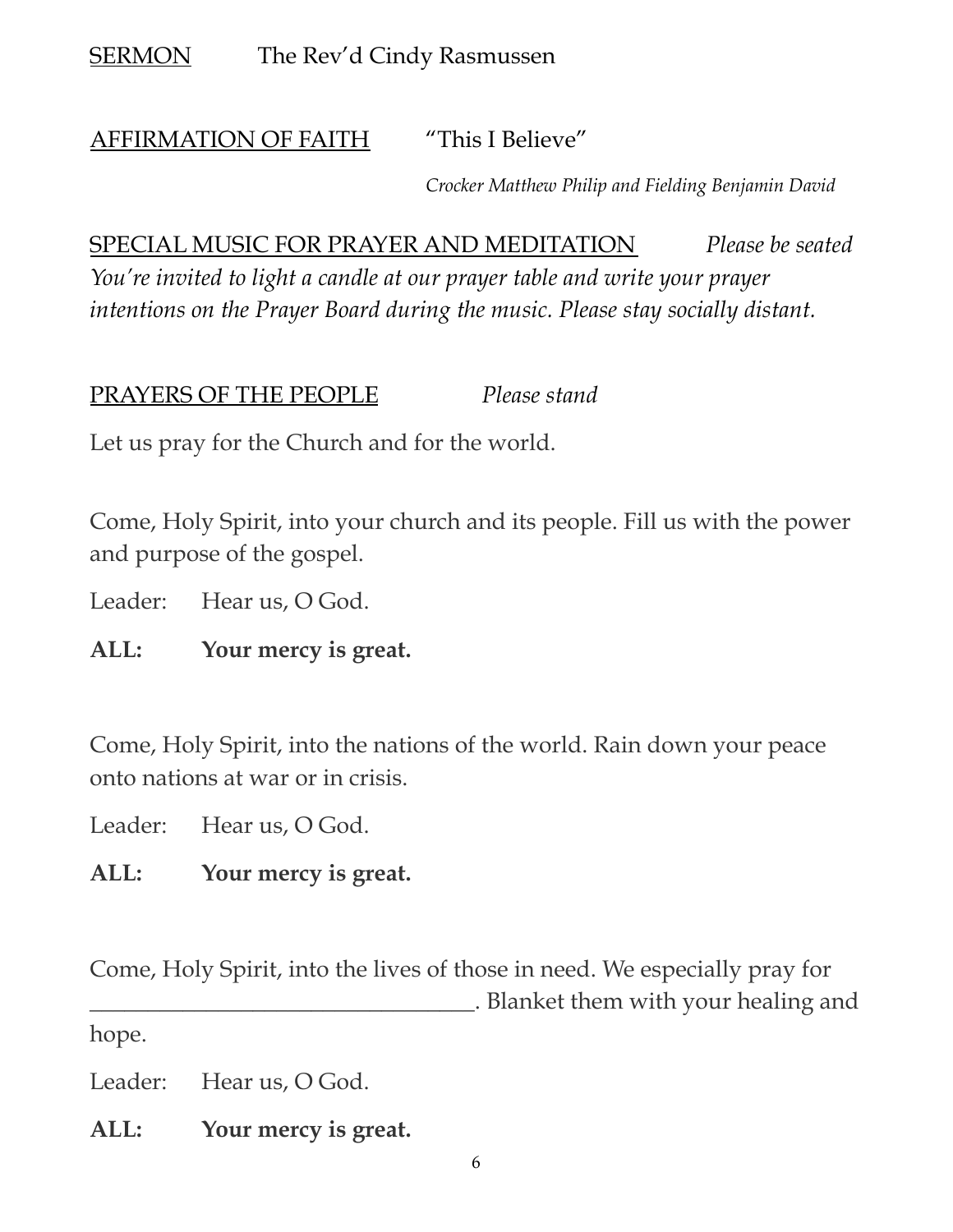<u>SERMON</u> The Rev'd Cindy Rasmussen

<u>AFFIRMATION OF FAITH</u> "This I Believe"

*Crocker Matthew Philip and Fielding Benjamin David*

<u>SPECIAL MUSIC FOR PRAYER AND MEDITATION</u> *Please be seated*

*You're invited to light a candle at our prayer table and write your prayer intentions on the Prayer Board during the music. Please stay socially distant.*

<u>PRAYERS OF THE PEOPLE</u> *Please stand*

Let us pray for the Church and for the world.

Come, Holy Spirit, into your church and its people. Fill us with the power and purpose of the gospel.

Leader: Hear us, O God.

**ALL: Your mercy is great.**

Come, Holy Spirit, into the nations of the world. Rain down your peace onto nations at war or in crisis.

Leader: Hear us, O God.

**ALL: Your mercy is great.**

Come, Holy Spirit, into the lives of those in need. We especially pray for ________________________________. Blanket them with your healing and hope.

Leader: Hear us, O God.

**ALL: Your mercy is great.**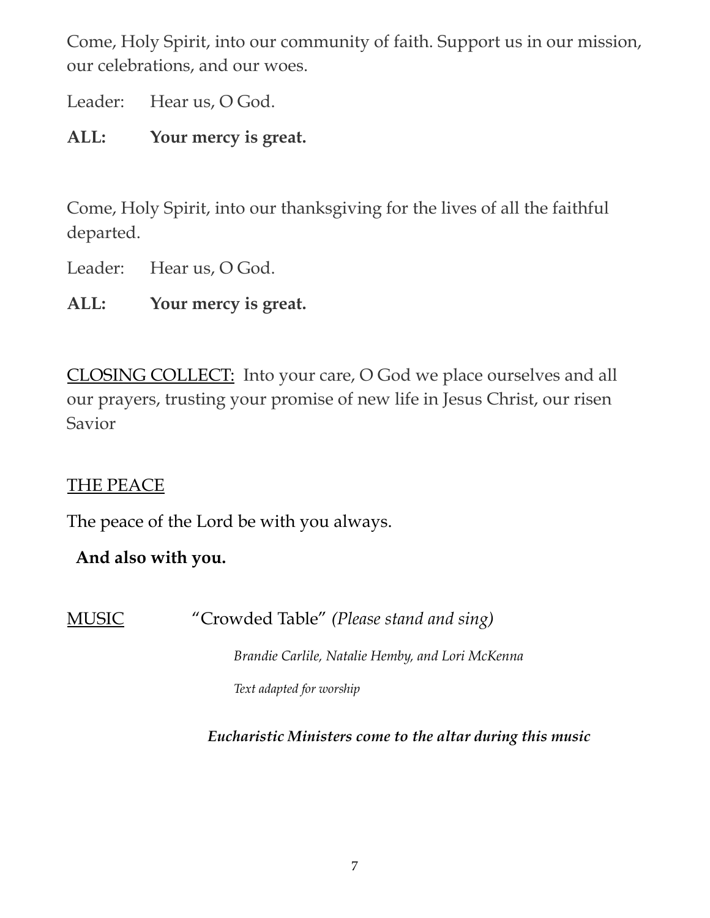Come, Holy Spirit, into our community of faith. Support us in our mission, our celebrations, and our woes.

Leader: Hear us, O God.

**ALL: Your mercy is great.**

Come, Holy Spirit, into our thanksgiving for the lives of all the faithful departed.

Leader: Hear us, O God.

**ALL: Your mercy is great.**

CLOSING COLLECT: Into your care, O God we place ourselves and all our prayers, trusting your promise of new life in Jesus Christ, our risen Savior

THE PEACE

The peace of the Lord be with you always.

**And also with you.**

MUSIC "Crowded Table" *(Please stand and sing)*

*Brandie Carlile, Natalie Hemby, and Lori McKenna*

*Text adapted for worship*

***Eucharistic Ministers come to the altar during this music***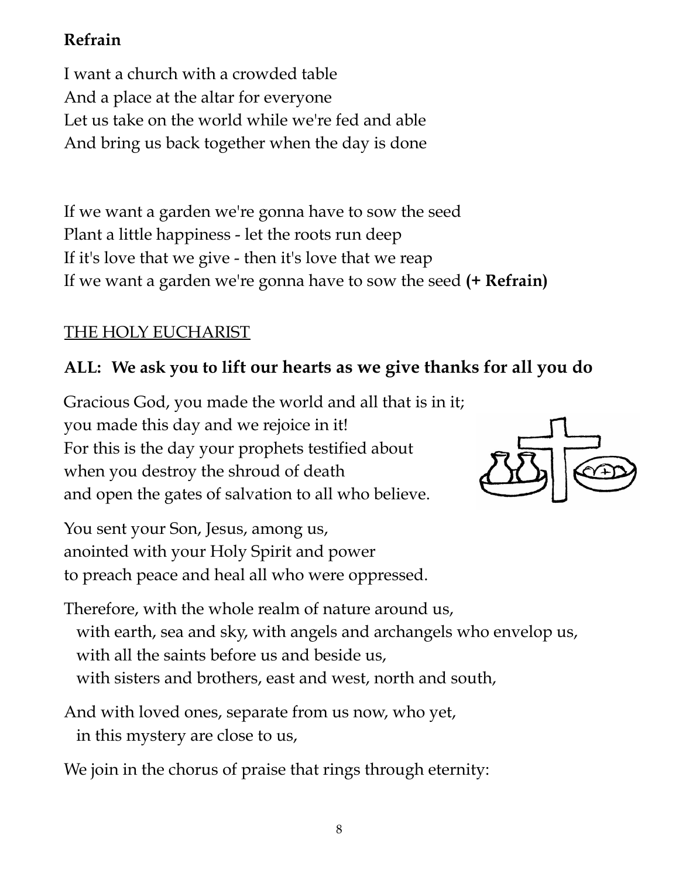**Refrain**

I want a church with a crowded table
And a place at the altar for everyone
Let us take on the world while we're fed and able
And bring us back together when the day is done

If we want a garden we're gonna have to sow the seed
Plant a little happiness - let the roots run deep
If it's love that we give - then it's love that we reap
If we want a garden we're gonna have to sow the seed **(+ Refrain)**

## THE HOLY EUCHARIST

**ALL: We ask you to lift our hearts as we give thanks for all you do**

Gracious God, you made the world and all that is in it;
you made this day and we rejoice in it!
For this is the day your prophets testified about
when you destroy the shroud of death
and open the gates of salvation to all who believe.

You sent your Son, Jesus, among us,
anointed with your Holy Spirit and power
to preach peace and heal all who were oppressed.

Therefore, with the whole realm of nature around us,
with earth, sea and sky, with angels and archangels who envelop us,
with all the saints before us and beside us,
with sisters and brothers, east and west, north and south,

And with loved ones, separate from us now, who yet,
in this mystery are close to us,

We join in the chorus of praise that rings through eternity: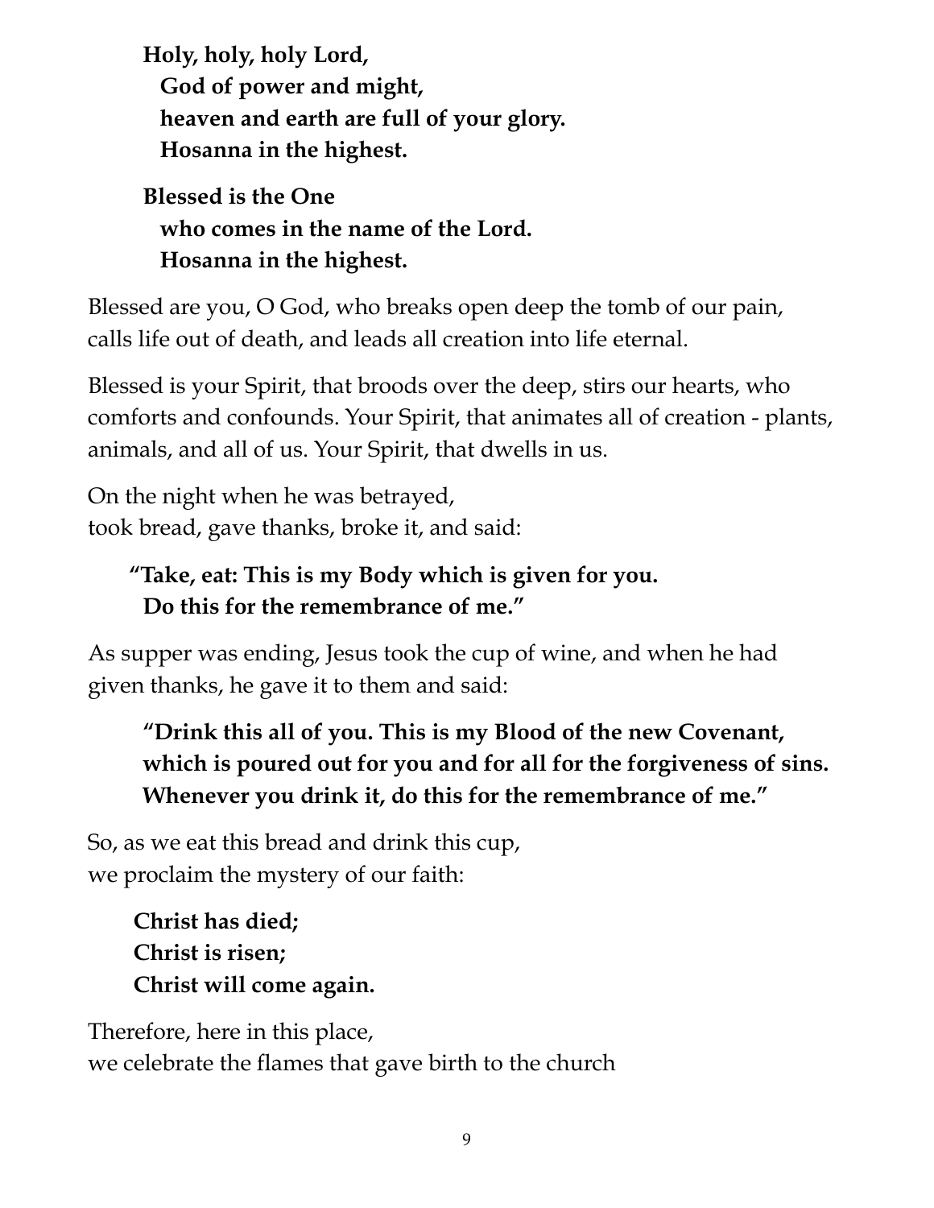**Holy, holy, holy Lord,**
**God of power and might,**
**heaven and earth are full of your glory.**
**Hosanna in the highest.**

**Blessed is the One**
**who comes in the name of the Lord.**
**Hosanna in the highest.**

Blessed are you, O God, who breaks open deep the tomb of our pain, calls life out of death, and leads all creation into life eternal.

Blessed is your Spirit, that broods over the deep, stirs our hearts, who comforts and confounds. Your Spirit, that animates all of creation - plants, animals, and all of us. Your Spirit, that dwells in us.

On the night when he was betrayed,
took bread, gave thanks, broke it, and said:

**"Take, eat: This is my Body which is given for you.**
**Do this for the remembrance of me."**

As supper was ending, Jesus took the cup of wine, and when he had given thanks, he gave it to them and said:

**"Drink this all of you. This is my Blood of the new Covenant,**
**which is poured out for you and for all for the forgiveness of sins.**
**Whenever you drink it, do this for the remembrance of me."**

So, as we eat this bread and drink this cup,
we proclaim the mystery of our faith:

**Christ has died;**
**Christ is risen;**
**Christ will come again.**

Therefore, here in this place,
we celebrate the flames that gave birth to the church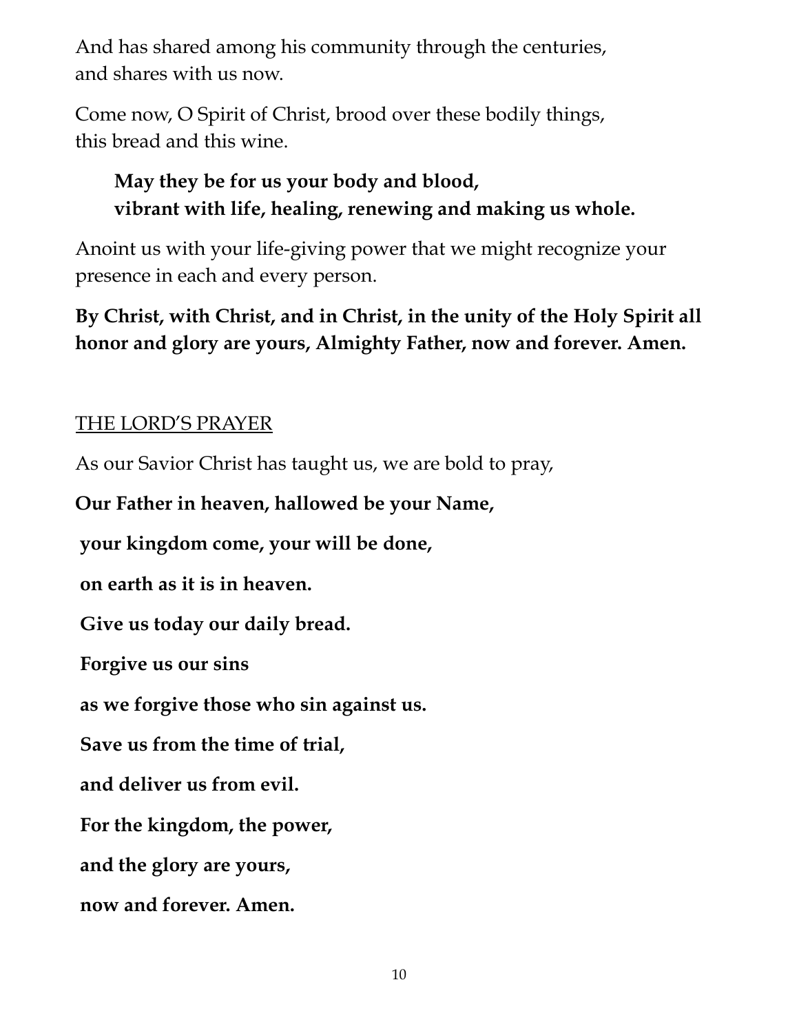And has shared among his community through the centuries,
and shares with us now.

Come now, O Spirit of Christ, brood over these bodily things,
this bread and this wine.

> **May they be for us your body and blood,**
> **vibrant with life, healing, renewing and making us whole.**

Anoint us with your life-giving power that we might recognize your presence in each and every person.

**By Christ, with Christ, and in Christ, in the unity of the Holy Spirit all honor and glory are yours, Almighty Father, now and forever. Amen.**

## THE LORD'S PRAYER

As our Savior Christ has taught us, we are bold to pray,

**Our Father in heaven, hallowed be your Name,**

**your kingdom come, your will be done,**

**on earth as it is in heaven.**

**Give us today our daily bread.**

**Forgive us our sins**

**as we forgive those who sin against us.**

**Save us from the time of trial,**

**and deliver us from evil.**

**For the kingdom, the power,**

**and the glory are yours,**

**now and forever. Amen.**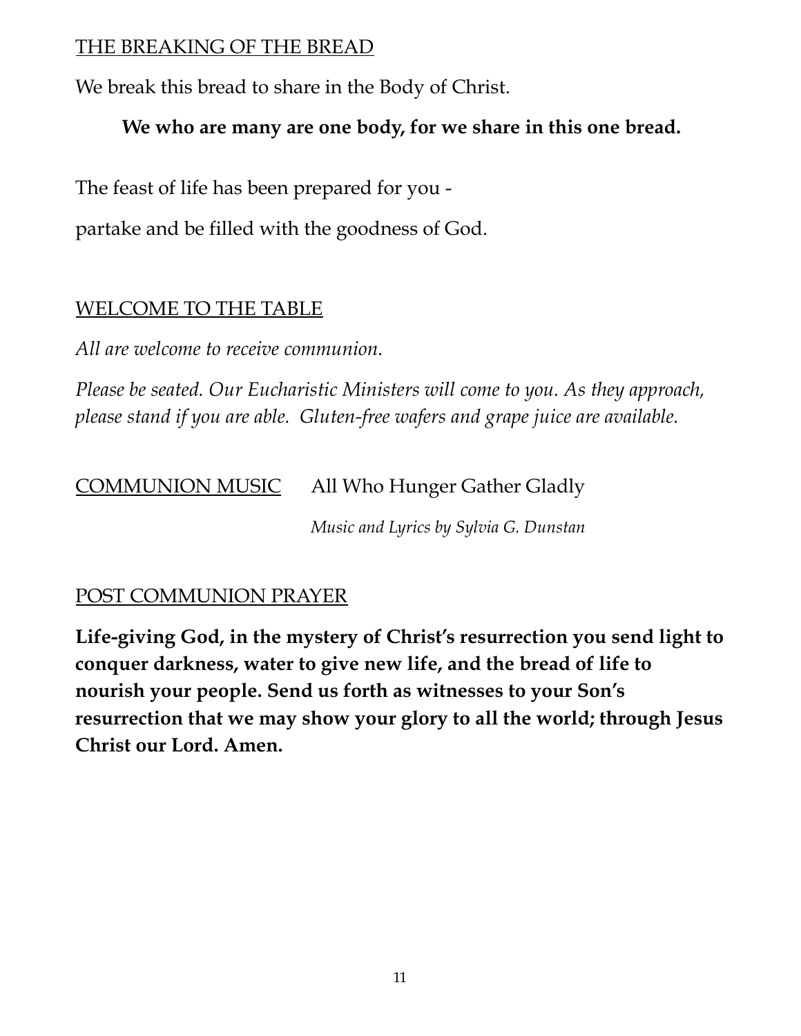## THE BREAKING OF THE BREAD

We break this bread to share in the Body of Christ.

**We who are many are one body, for we share in this one bread.**

The feast of life has been prepared for you -

partake and be filled with the goodness of God.

## WELCOME TO THE TABLE

*All are welcome to receive communion.*

*Please be seated. Our Eucharistic Ministers will come to you. As they approach, please stand if you are able. Gluten-free wafers and grape juice are available.*

## COMMUNION MUSIC All Who Hunger Gather Gladly

*Music and Lyrics by Sylvia G. Dunstan*

## POST COMMUNION PRAYER

**Life-giving God, in the mystery of Christ's resurrection you send light to conquer darkness, water to give new life, and the bread of life to nourish your people. Send us forth as witnesses to your Son's resurrection that we may show your glory to all the world; through Jesus Christ our Lord. Amen.**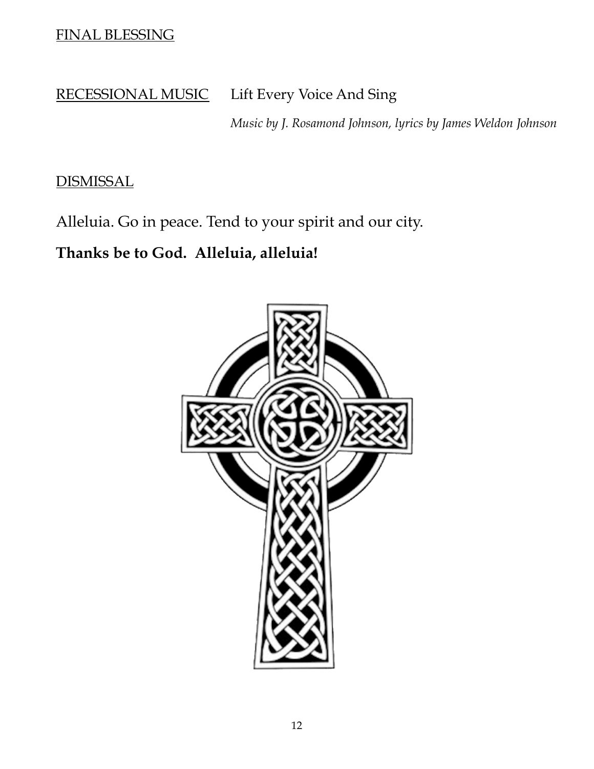<u>FINAL BLESSING</u>

<u>RECESSIONAL MUSIC</u> Lift Every Voice And Sing

*Music by J. Rosamond Johnson, lyrics by James Weldon Johnson*

<u>DISMISSAL</u>

Alleluia. Go in peace. Tend to your spirit and our city.

**Thanks be to God. Alleluia, alleluia!**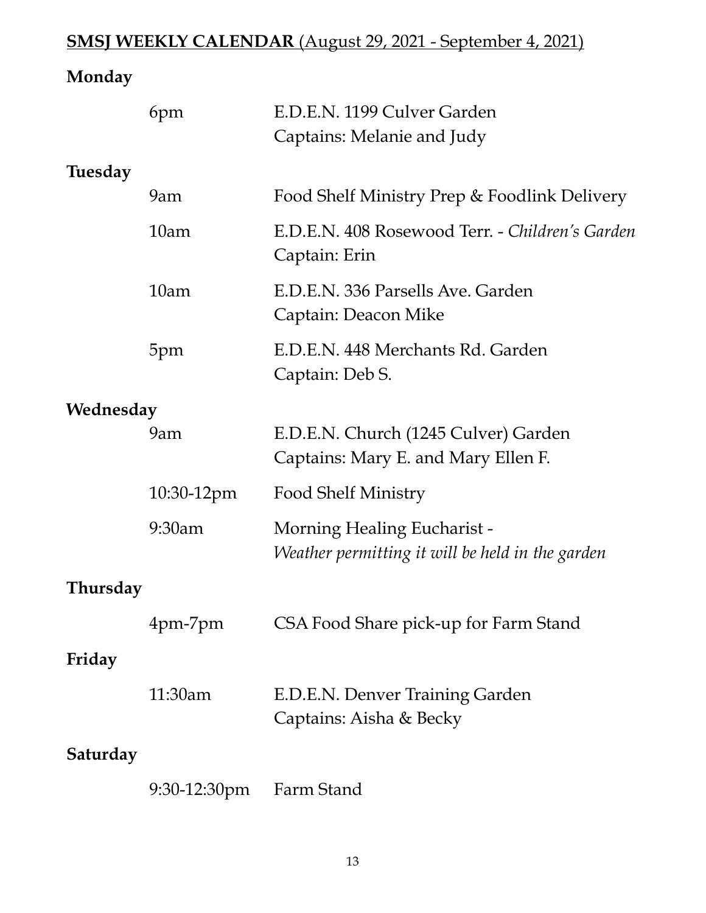**<u>SMSJ WEEKLY CALENDAR</u>** <u>(August 29, 2021 - September 4, 2021)</u>

**Monday**

| | |
|---|---|
| 6pm | E.D.E.N. 1199 Culver Garden<br>Captains: Melanie and Judy |

**Tuesday**

| | |
|---|---|
| 9am | Food Shelf Ministry Prep & Foodlink Delivery |
| 10am | E.D.E.N. 408 Rosewood Terr. - *Children's Garden*<br>Captain: Erin |
| 10am | E.D.E.N. 336 Parsells Ave. Garden<br>Captain: Deacon Mike |
| 5pm | E.D.E.N. 448 Merchants Rd. Garden<br>Captain: Deb S. |

**Wednesday**

| | |
|---|---|
| 9am | E.D.E.N. Church (1245 Culver) Garden<br>Captains: Mary E. and Mary Ellen F. |
| 10:30-12pm | Food Shelf Ministry |
| 9:30am | Morning Healing Eucharist -<br>*Weather permitting it will be held in the garden* |

**Thursday**

| | |
|---|---|
| 4pm-7pm | CSA Food Share pick-up for Farm Stand |

**Friday**

| | |
|---|---|
| 11:30am | E.D.E.N. Denver Training Garden<br>Captains: Aisha & Becky |

**Saturday**

| | |
|---|---|
| 9:30-12:30pm | Farm Stand |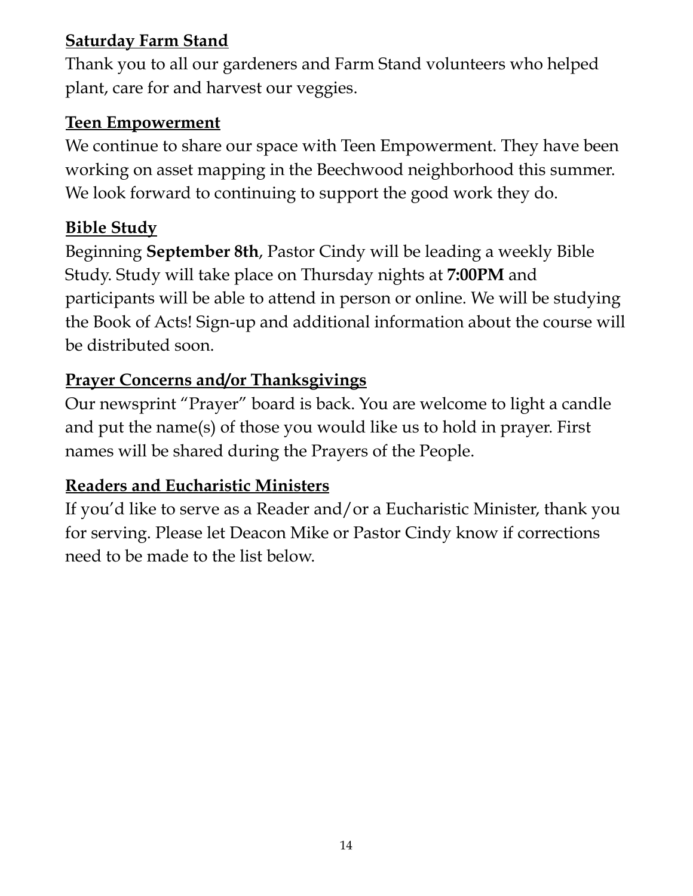**Saturday Farm Stand**

Thank you to all our gardeners and Farm Stand volunteers who helped plant, care for and harvest our veggies.

**Teen Empowerment**

We continue to share our space with Teen Empowerment. They have been working on asset mapping in the Beechwood neighborhood this summer. We look forward to continuing to support the good work they do.

**Bible Study**

Beginning **September 8th**, Pastor Cindy will be leading a weekly Bible Study. Study will take place on Thursday nights at **7:00PM** and participants will be able to attend in person or online. We will be studying the Book of Acts! Sign-up and additional information about the course will be distributed soon.

**Prayer Concerns and/or Thanksgivings**

Our newsprint "Prayer" board is back. You are welcome to light a candle and put the name(s) of those you would like us to hold in prayer. First names will be shared during the Prayers of the People.

**Readers and Eucharistic Ministers**

If you'd like to serve as a Reader and/or a Eucharistic Minister, thank you for serving. Please let Deacon Mike or Pastor Cindy know if corrections need to be made to the list below.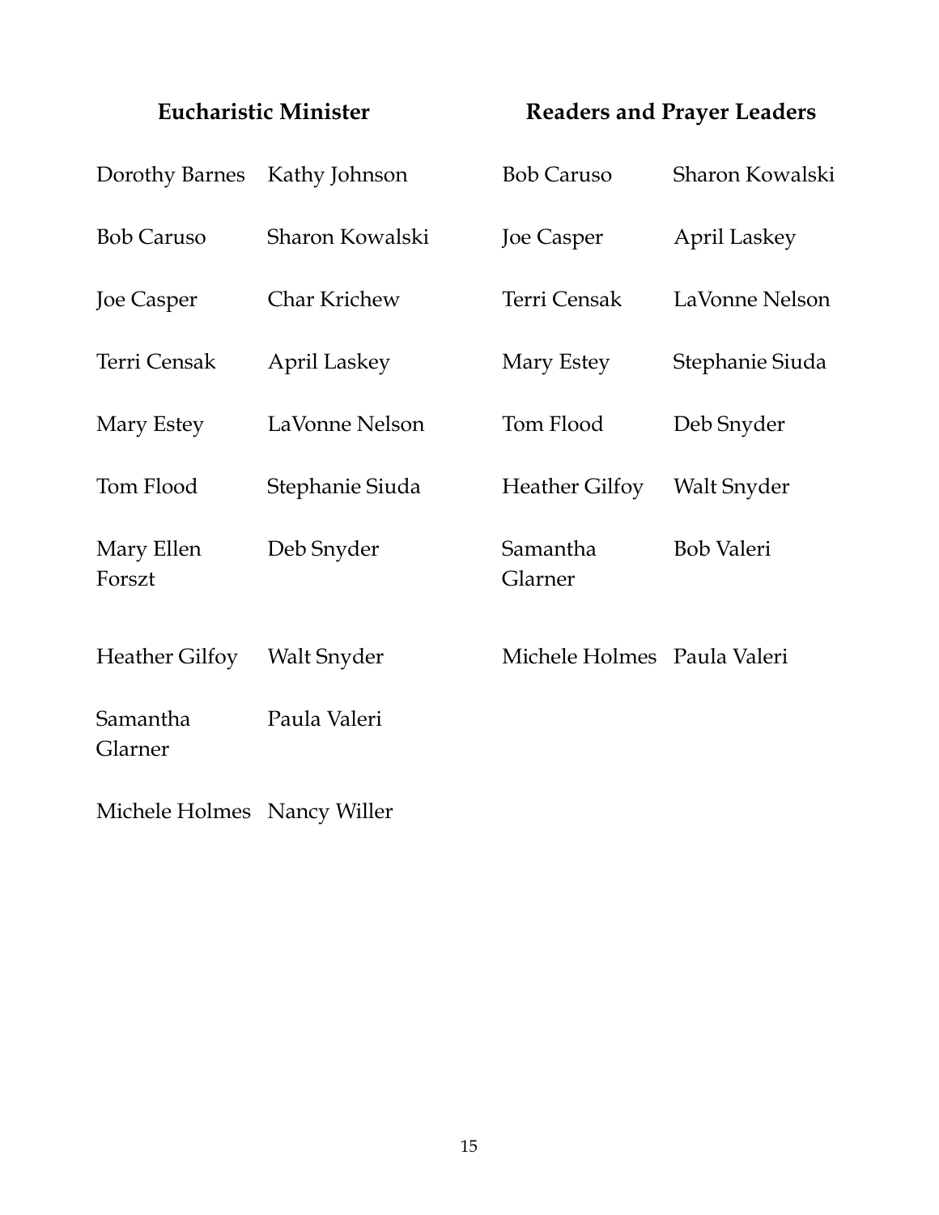## Eucharistic Minister

Dorothy Barnes
Bob Caruso
Joe Casper
Terri Censak
Mary Estey
Tom Flood
Mary Ellen Forszt
Heather Gilfoy
Samantha Glarner
Michele Holmes
Kathy Johnson
Sharon Kowalski
Char Krichew
April Laskey
LaVonne Nelson
Stephanie Siuda
Deb Snyder
Walt Snyder
Paula Valeri
Nancy Willer

## Readers and Prayer Leaders

Bob Caruso
Joe Casper
Terri Censak
Mary Estey
Tom Flood
Heather Gilfoy
Samantha Glarner
Michele Holmes
Sharon Kowalski
April Laskey
LaVonne Nelson
Stephanie Siuda
Deb Snyder
Walt Snyder
Bob Valeri
Paula Valeri